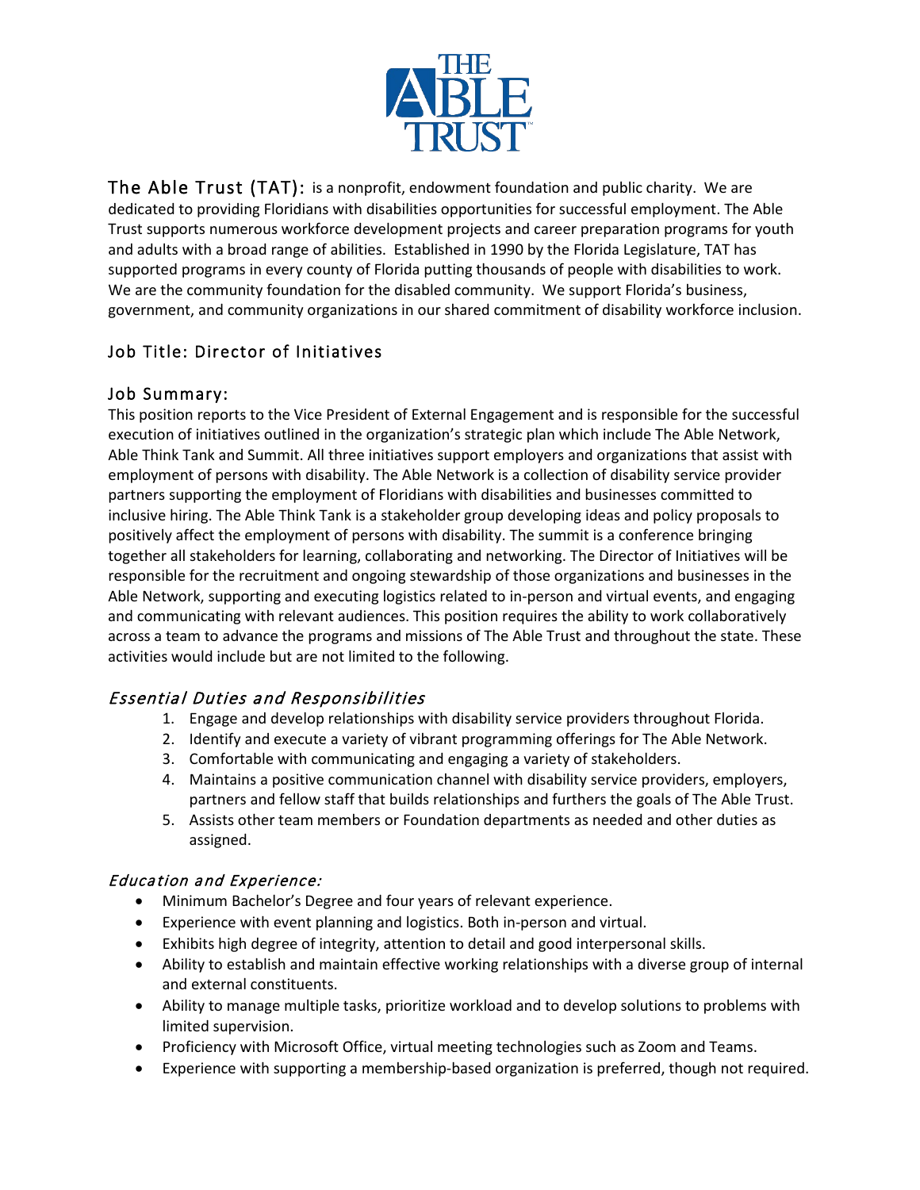THE ABLE TRUST

**The Able Trust (TAT):** is a nonprofit, endowment foundation and public charity. We are dedicated to providing Floridians with disabilities opportunities for successful employment. The Able Trust supports numerous workforce development projects and career preparation programs for youth and adults with a broad range of abilities. Established in 1990 by the Florida Legislature, TAT has supported programs in every county of Florida putting thousands of people with disabilities to work. We are the community foundation for the disabled community. We support Florida's business, government, and community organizations in our shared commitment of disability workforce inclusion.

## Job Title: Director of Initiatives

## Job Summary:

This position reports to the Vice President of External Engagement and is responsible for the successful execution of initiatives outlined in the organization's strategic plan which include The Able Network, Able Think Tank and Summit. All three initiatives support employers and organizations that assist with employment of persons with disability. The Able Network is a collection of disability service provider partners supporting the employment of Floridians with disabilities and businesses committed to inclusive hiring. The Able Think Tank is a stakeholder group developing ideas and policy proposals to positively affect the employment of persons with disability. The summit is a conference bringing together all stakeholders for learning, collaborating and networking. The Director of Initiatives will be responsible for the recruitment and ongoing stewardship of those organizations and businesses in the Able Network, supporting and executing logistics related to in-person and virtual events, and engaging and communicating with relevant audiences. This position requires the ability to work collaboratively across a team to advance the programs and missions of The Able Trust and throughout the state. These activities would include but are not limited to the following.

### *Essential Duties and Responsibilities*

1. Engage and develop relationships with disability service providers throughout Florida.
2. Identify and execute a variety of vibrant programming offerings for The Able Network.
3. Comfortable with communicating and engaging a variety of stakeholders.
4. Maintains a positive communication channel with disability service providers, employers, partners and fellow staff that builds relationships and furthers the goals of The Able Trust.
5. Assists other team members or Foundation departments as needed and other duties as assigned.

### *Education and Experience:*

- Minimum Bachelor's Degree and four years of relevant experience.
- Experience with event planning and logistics. Both in-person and virtual.
- Exhibits high degree of integrity, attention to detail and good interpersonal skills.
- Ability to establish and maintain effective working relationships with a diverse group of internal and external constituents.
- Ability to manage multiple tasks, prioritize workload and to develop solutions to problems with limited supervision.
- Proficiency with Microsoft Office, virtual meeting technologies such as Zoom and Teams.
- Experience with supporting a membership-based organization is preferred, though not required.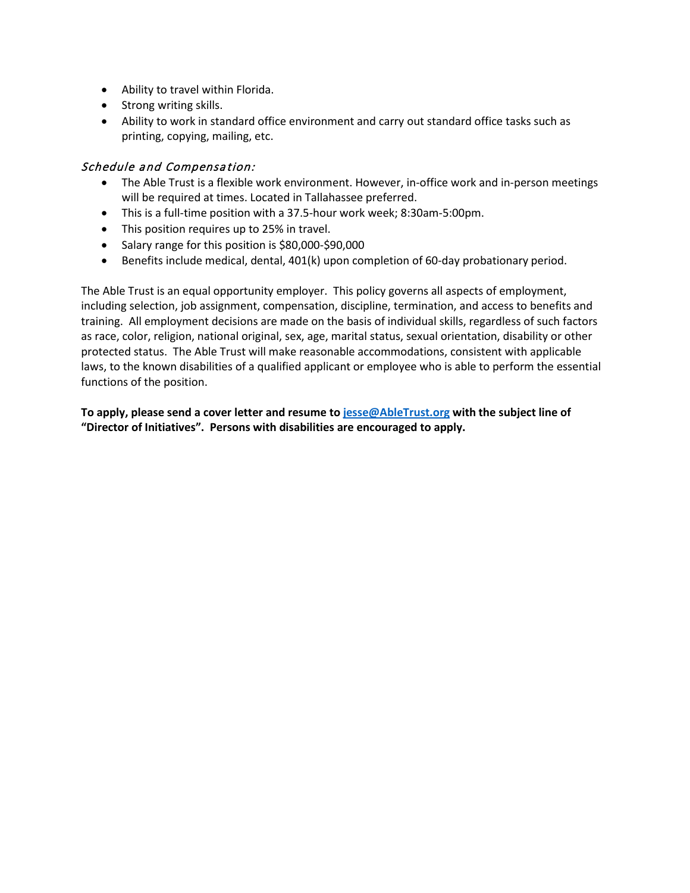- Ability to travel within Florida.
- Strong writing skills.
- Ability to work in standard office environment and carry out standard office tasks such as printing, copying, mailing, etc.

### *Schedule and Compensation:*

- The Able Trust is a flexible work environment. However, in-office work and in-person meetings will be required at times. Located in Tallahassee preferred.
- This is a full-time position with a 37.5-hour work week; 8:30am-5:00pm.
- This position requires up to 25% in travel.
- Salary range for this position is $80,000-$90,000
- Benefits include medical, dental, 401(k) upon completion of 60-day probationary period.

The Able Trust is an equal opportunity employer. This policy governs all aspects of employment, including selection, job assignment, compensation, discipline, termination, and access to benefits and training. All employment decisions are made on the basis of individual skills, regardless of such factors as race, color, religion, national original, sex, age, marital status, sexual orientation, disability or other protected status. The Able Trust will make reasonable accommodations, consistent with applicable laws, to the known disabilities of a qualified applicant or employee who is able to perform the essential functions of the position.

**To apply, please send a cover letter and resume to [jesse@AbleTrust.org](mailto:jesse@AbleTrust.org) with the subject line of "Director of Initiatives". Persons with disabilities are encouraged to apply.**